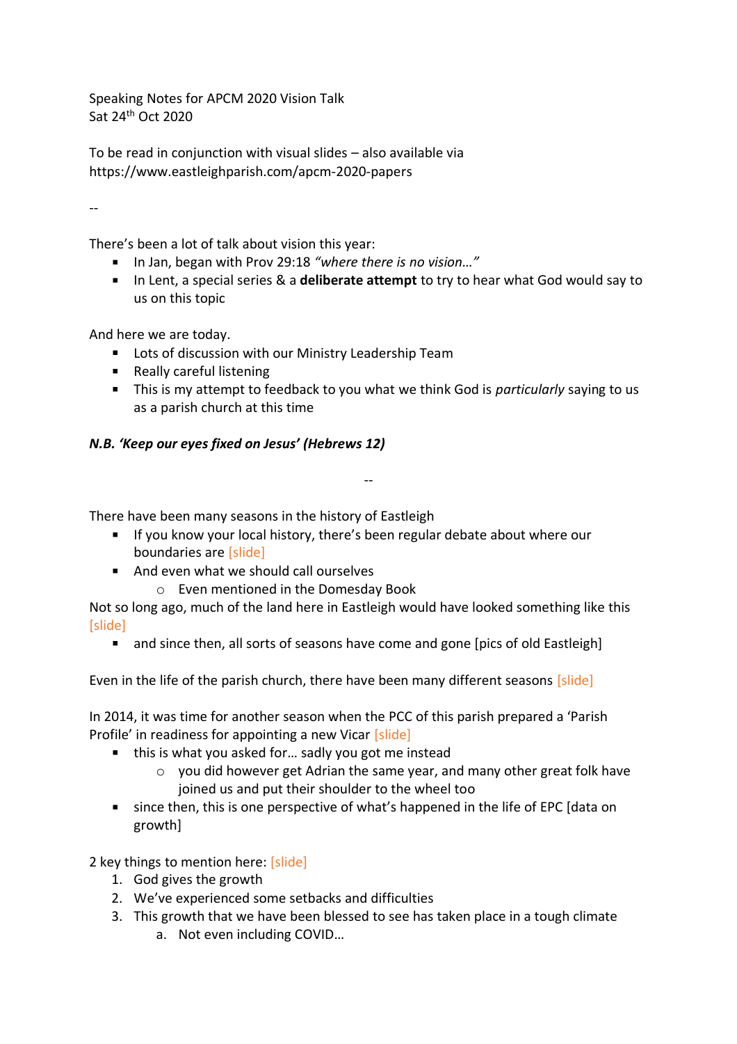Speaking Notes for APCM 2020 Vision Talk
Sat 24th Oct 2020

To be read in conjunction with visual slides – also available via https://www.eastleighparish.com/apcm-2020-papers

--

There's been a lot of talk about vision this year:

- In Jan, began with Prov 29:18 *"where there is no vision…"*
- In Lent, a special series & a **deliberate attempt** to try to hear what God would say to us on this topic

And here we are today.

- Lots of discussion with our Ministry Leadership Team
- Really careful listening
- This is my attempt to feedback to you what we think God is *particularly* saying to us as a parish church at this time

***N.B. 'Keep our eyes fixed on Jesus' (Hebrews 12)***

--

There have been many seasons in the history of Eastleigh

- If you know your local history, there's been regular debate about where our boundaries are [slide]
- And even what we should call ourselves
    - Even mentioned in the Domesday Book

Not so long ago, much of the land here in Eastleigh would have looked something like this [slide]

- and since then, all sorts of seasons have come and gone [pics of old Eastleigh]

Even in the life of the parish church, there have been many different seasons [slide]

In 2014, it was time for another season when the PCC of this parish prepared a 'Parish Profile' in readiness for appointing a new Vicar [slide]

- this is what you asked for… sadly you got me instead
    - you did however get Adrian the same year, and many other great folk have joined us and put their shoulder to the wheel too
- since then, this is one perspective of what's happened in the life of EPC [data on growth]

2 key things to mention here: [slide]

1. God gives the growth
2. We've experienced some setbacks and difficulties
3. This growth that we have been blessed to see has taken place in a tough climate
    a. Not even including COVID…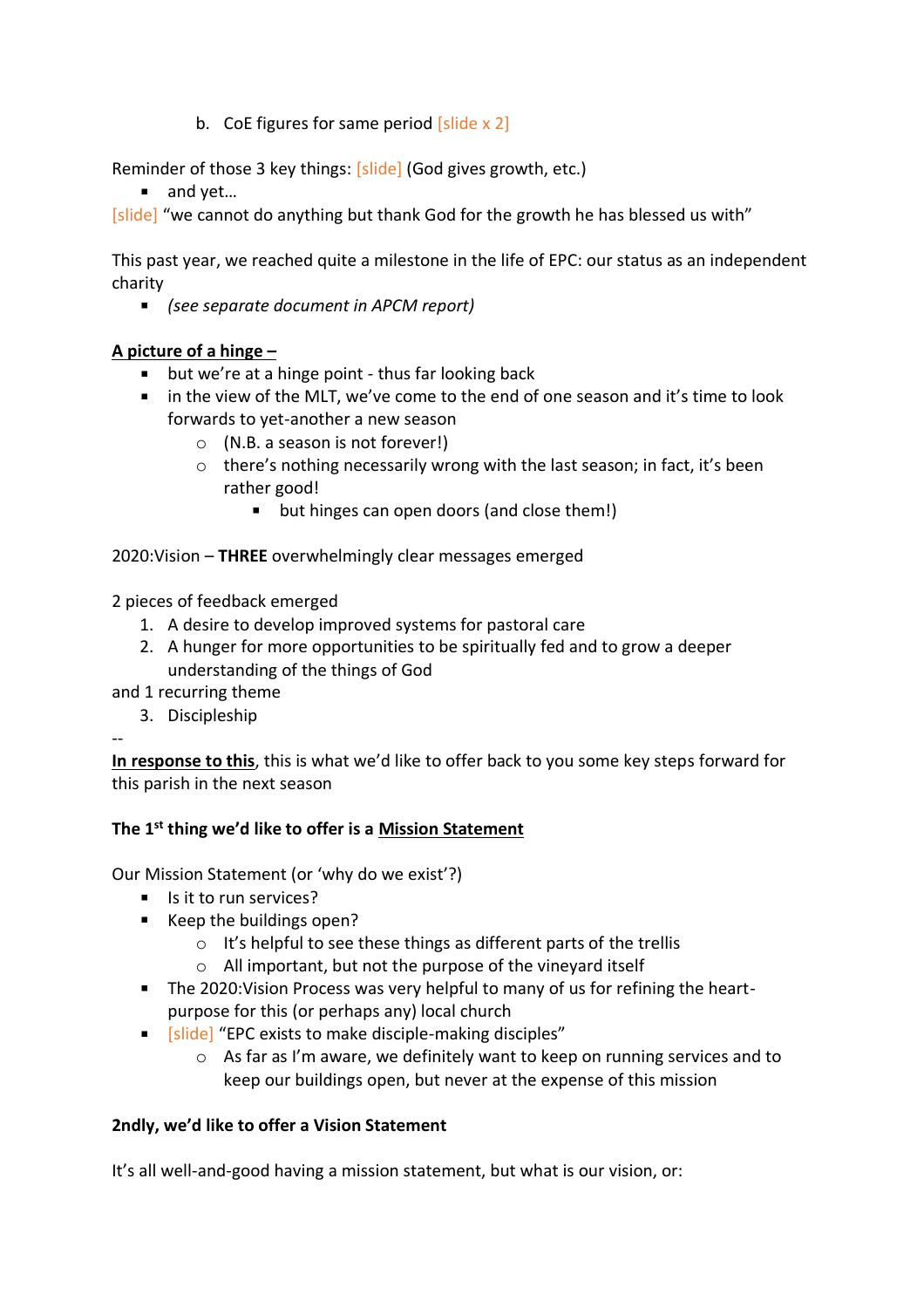b. CoE figures for same period [slide x 2]

Reminder of those 3 key things: [slide] (God gives growth, etc.)

- and yet…

[slide] "we cannot do anything but thank God for the growth he has blessed us with"

This past year, we reached quite a milestone in the life of EPC: our status as an independent charity

- *(see separate document in APCM report)*

<u>**A picture of a hinge –**</u>

- but we're at a hinge point - thus far looking back
- in the view of the MLT, we've come to the end of one season and it's time to look forwards to yet-another a new season
    - (N.B. a season is not forever!)
    - there's nothing necessarily wrong with the last season; in fact, it's been rather good!
        - but hinges can open doors (and close them!)

2020:Vision – **THREE** overwhelmingly clear messages emerged

2 pieces of feedback emerged

1. A desire to develop improved systems for pastoral care
2. A hunger for more opportunities to be spiritually fed and to grow a deeper understanding of the things of God

and 1 recurring theme

3. Discipleship

--

<u>**In response to this**</u>, this is what we'd like to offer back to you some key steps forward for this parish in the next season

**The 1st thing we'd like to offer is a <u>Mission Statement</u>**

Our Mission Statement (or 'why do we exist'?)

- Is it to run services?
- Keep the buildings open?
    - It's helpful to see these things as different parts of the trellis
    - All important, but not the purpose of the vineyard itself
- The 2020:Vision Process was very helpful to many of us for refining the heart-purpose for this (or perhaps any) local church
- [slide] "EPC exists to make disciple-making disciples"
    - As far as I'm aware, we definitely want to keep on running services and to keep our buildings open, but never at the expense of this mission

**2ndly, we'd like to offer a Vision Statement**

It's all well-and-good having a mission statement, but what is our vision, or: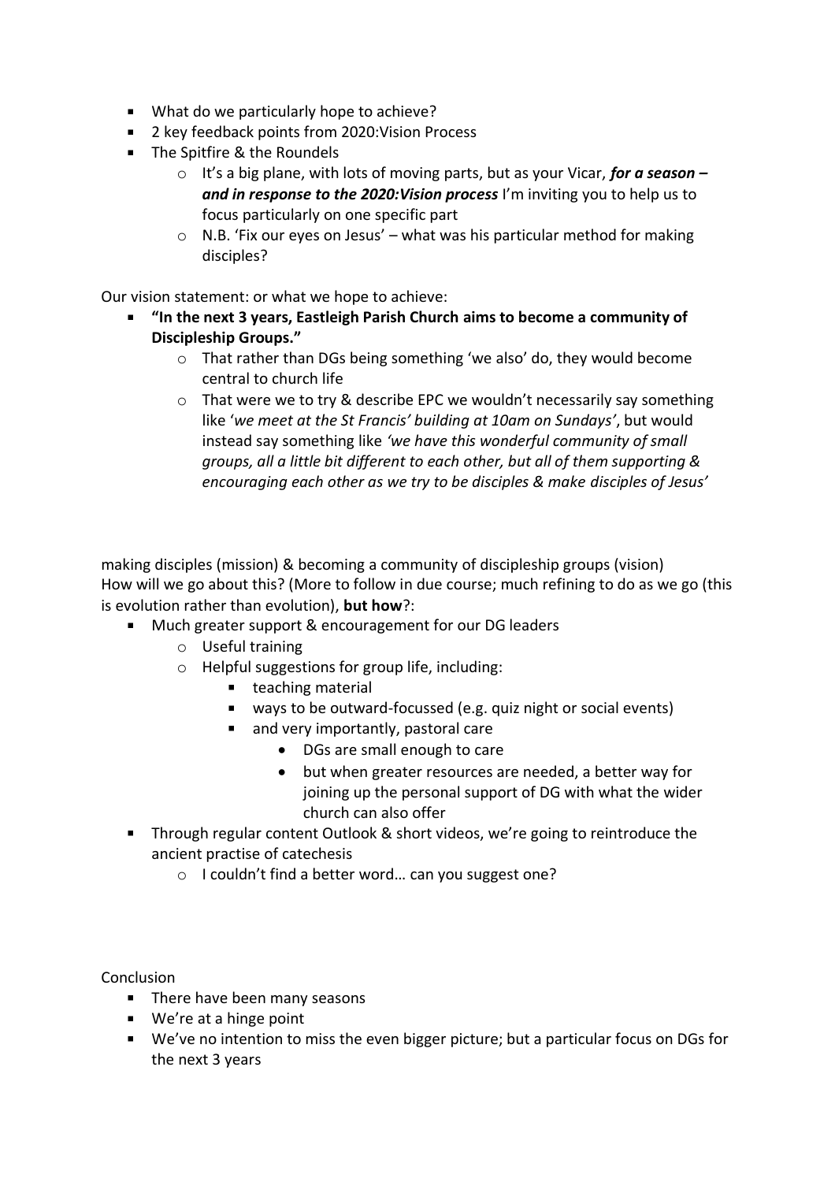- What do we particularly hope to achieve?
- 2 key feedback points from 2020:Vision Process
- The Spitfire & the Roundels
    - It's a big plane, with lots of moving parts, but as your Vicar, ***for a season – and in response to the 2020:Vision process*** I'm inviting you to help us to focus particularly on one specific part
    - N.B. 'Fix our eyes on Jesus' – what was his particular method for making disciples?

Our vision statement: or what we hope to achieve:

- **"In the next 3 years, Eastleigh Parish Church aims to become a community of Discipleship Groups."**
    - That rather than DGs being something 'we also' do, they would become central to church life
    - That were we to try & describe EPC we wouldn't necessarily say something like '*we meet at the St Francis' building at 10am on Sundays'*, but would instead say something like *'we have this wonderful community of small groups, all a little bit different to each other, but all of them supporting & encouraging each other as we try to be disciples & make disciples of Jesus'*

making disciples (mission) & becoming a community of discipleship groups (vision)
How will we go about this? (More to follow in due course; much refining to do as we go (this is evolution rather than evolution), **but how**?:

- Much greater support & encouragement for our DG leaders
    - Useful training
    - Helpful suggestions for group life, including:
        - teaching material
        - ways to be outward-focussed (e.g. quiz night or social events)
        - and very importantly, pastoral care
            - DGs are small enough to care
            - but when greater resources are needed, a better way for joining up the personal support of DG with what the wider church can also offer
- Through regular content Outlook & short videos, we're going to reintroduce the ancient practise of catechesis
    - I couldn't find a better word… can you suggest one?

Conclusion

- There have been many seasons
- We're at a hinge point
- We've no intention to miss the even bigger picture; but a particular focus on DGs for the next 3 years